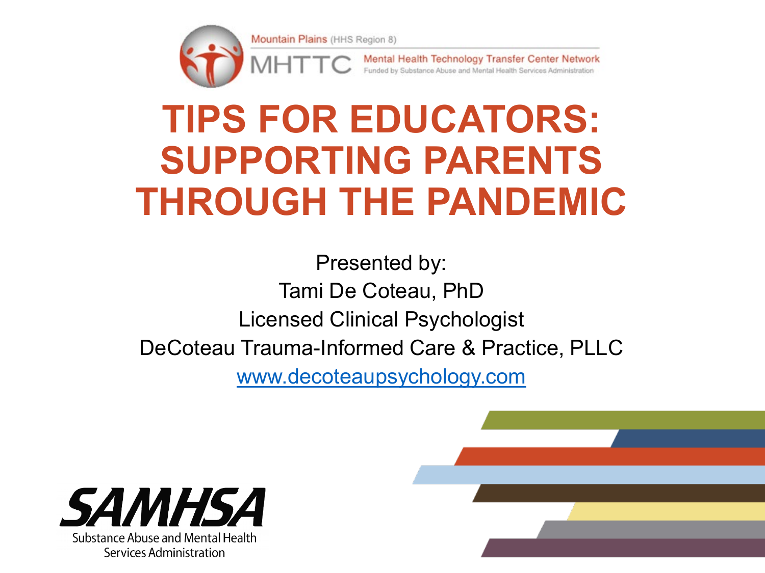Mountain Plains (HHS Region 8)

MHTTC Mental Health Technology Transfer Center Network
Funded by Substance Abuse and Mental Health Services Administration

# TIPS FOR EDUCATORS: SUPPORTING PARENTS THROUGH THE PANDEMIC

Presented by:
Tami De Coteau, PhD
Licensed Clinical Psychologist
DeCoteau Trauma-Informed Care & Practice, PLLC
www.decoteaupsychology.com

SAMHSA
Substance Abuse and Mental Health Services Administration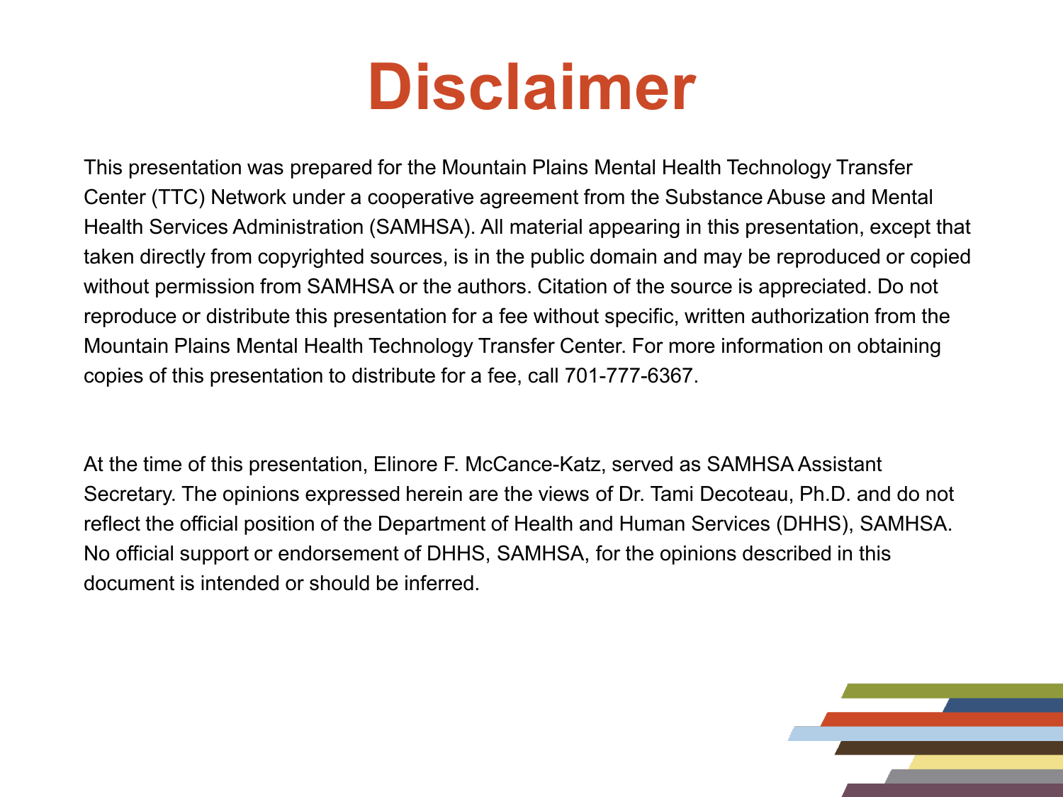# Disclaimer

This presentation was prepared for the Mountain Plains Mental Health Technology Transfer Center (TTC) Network under a cooperative agreement from the Substance Abuse and Mental Health Services Administration (SAMHSA). All material appearing in this presentation, except that taken directly from copyrighted sources, is in the public domain and may be reproduced or copied without permission from SAMHSA or the authors. Citation of the source is appreciated. Do not reproduce or distribute this presentation for a fee without specific, written authorization from the Mountain Plains Mental Health Technology Transfer Center. For more information on obtaining copies of this presentation to distribute for a fee, call 701-777-6367.

At the time of this presentation, Elinore F. McCance-Katz, served as SAMHSA Assistant Secretary. The opinions expressed herein are the views of Dr. Tami Decoteau, Ph.D. and do not reflect the official position of the Department of Health and Human Services (DHHS), SAMHSA. No official support or endorsement of DHHS, SAMHSA, for the opinions described in this document is intended or should be inferred.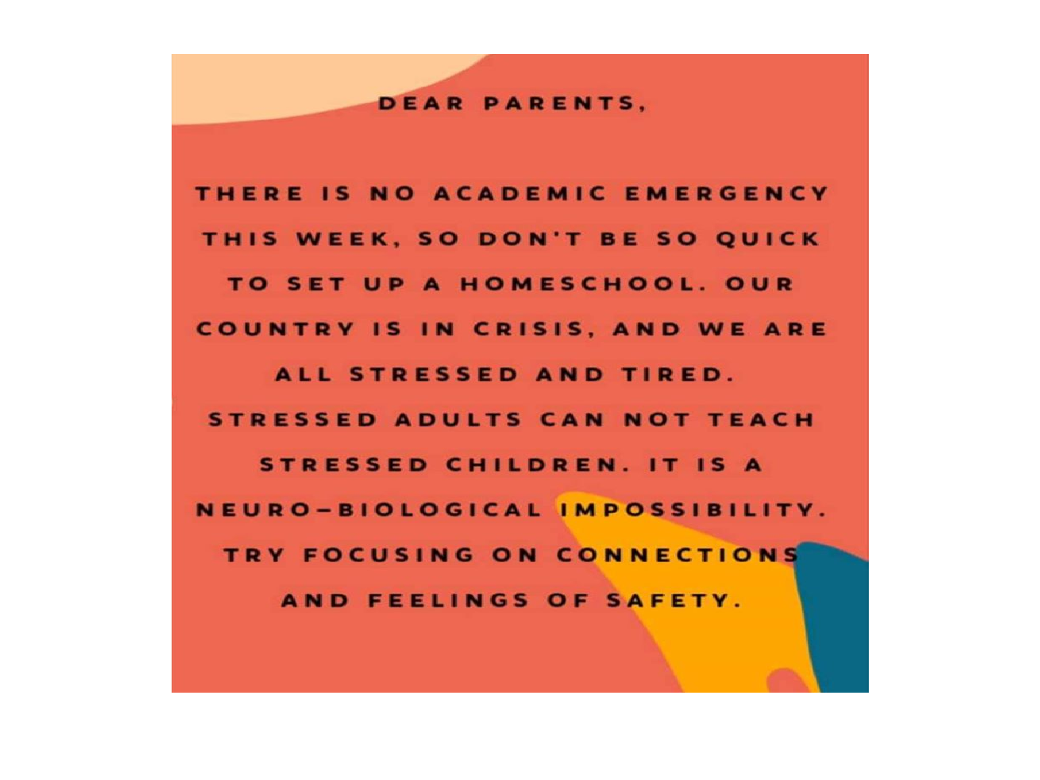DEAR PARENTS,

THERE IS NO ACADEMIC EMERGENCY THIS WEEK, SO DON'T BE SO QUICK TO SET UP A HOMESCHOOL. OUR COUNTRY IS IN CRISIS, AND WE ARE ALL STRESSED AND TIRED. STRESSED ADULTS CAN NOT TEACH STRESSED CHILDREN. IT IS A NEURO-BIOLOGICAL IMPOSSIBILITY. TRY FOCUSING ON CONNECTIONS AND FEELINGS OF SAFETY.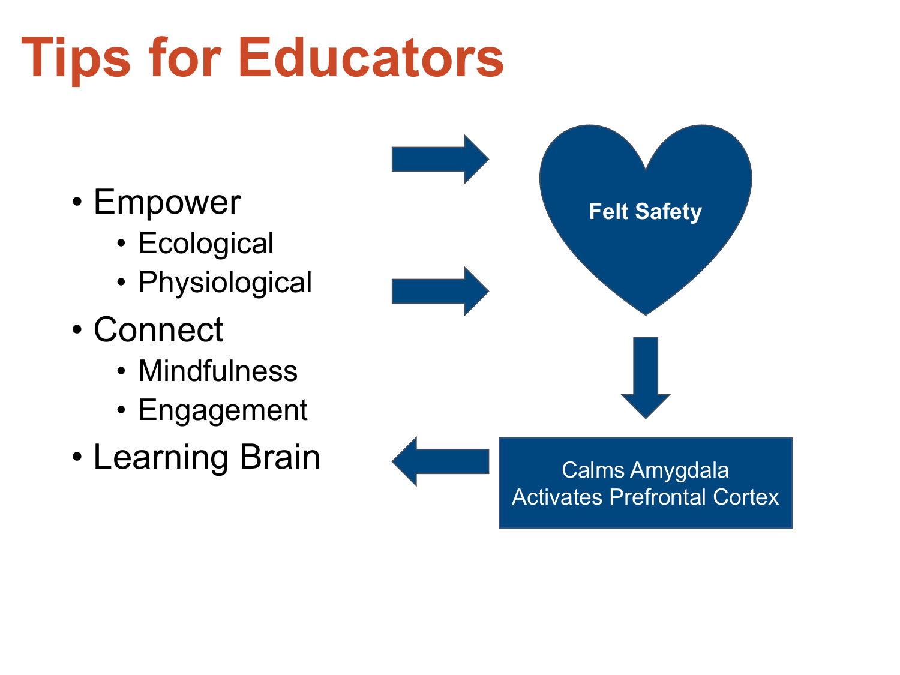# Tips for Educators

- Empower
  - Ecological
  - Physiological
- Connect
  - Mindfulness
  - Engagement
- Learning Brain

**Felt Safety**

Calms Amygdala
Activates Prefrontal Cortex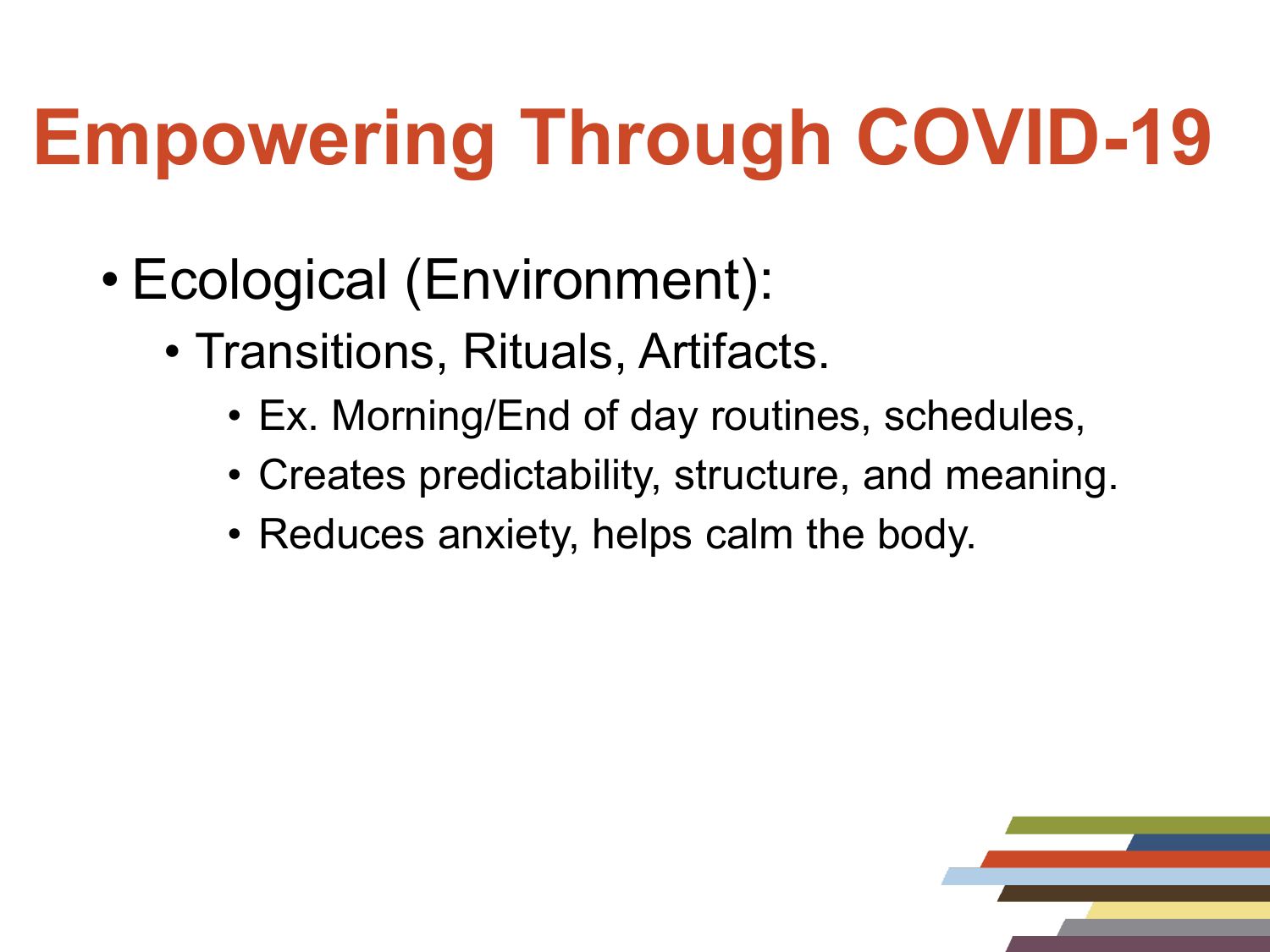# Empowering Through COVID-19

- Ecological (Environment):
  - Transitions, Rituals, Artifacts.
    - Ex. Morning/End of day routines, schedules,
    - Creates predictability, structure, and meaning.
    - Reduces anxiety, helps calm the body.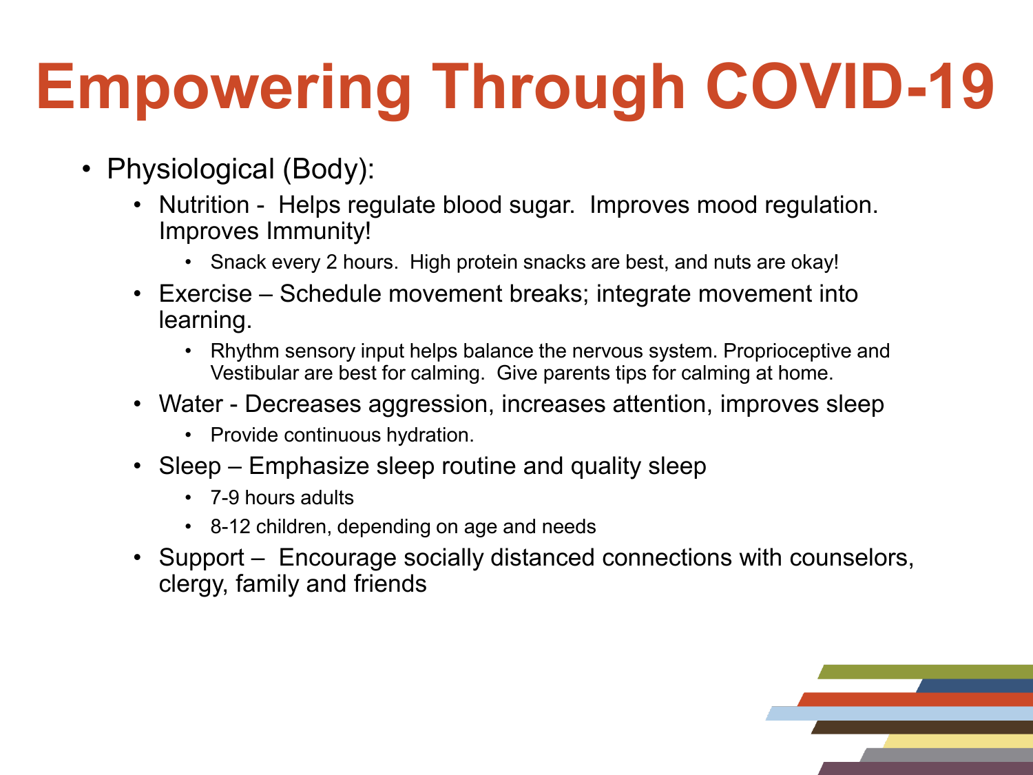# Empowering Through COVID-19

- Physiological (Body):
  - Nutrition - Helps regulate blood sugar. Improves mood regulation. Improves Immunity!
    - Snack every 2 hours. High protein snacks are best, and nuts are okay!
  - Exercise – Schedule movement breaks; integrate movement into learning.
    - Rhythm sensory input helps balance the nervous system. Proprioceptive and Vestibular are best for calming. Give parents tips for calming at home.
  - Water - Decreases aggression, increases attention, improves sleep
    - Provide continuous hydration.
  - Sleep – Emphasize sleep routine and quality sleep
    - 7-9 hours adults
    - 8-12 children, depending on age and needs
  - Support – Encourage socially distanced connections with counselors, clergy, family and friends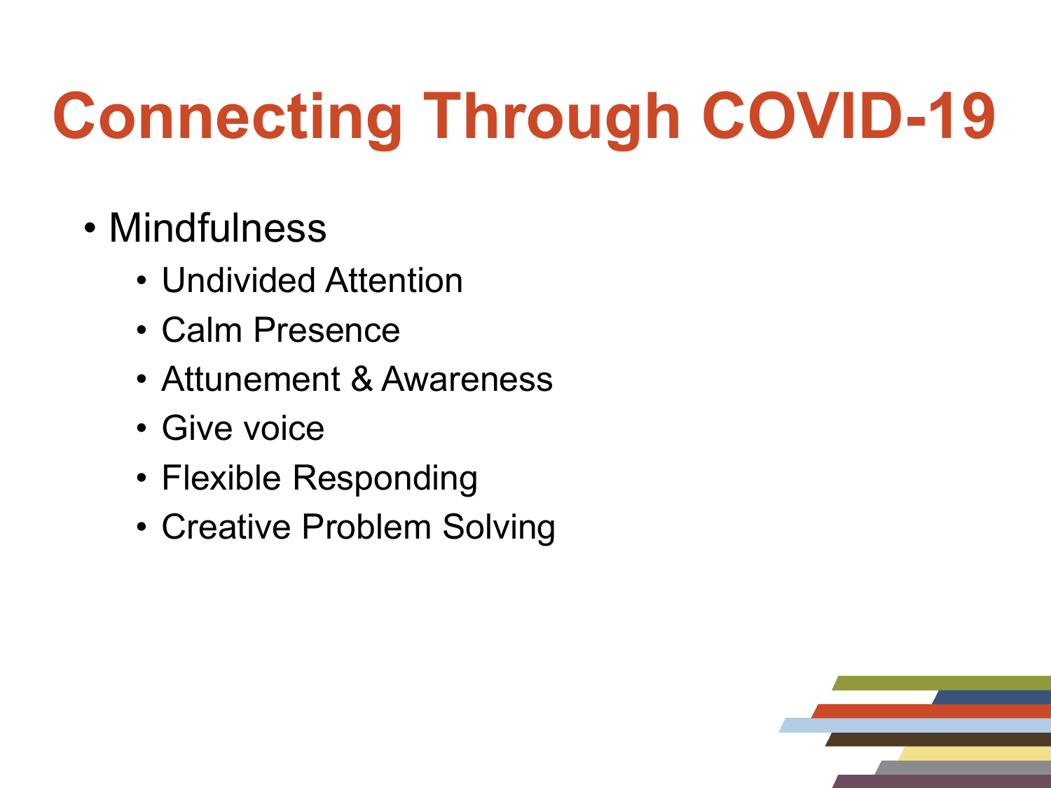# Connecting Through COVID-19

- Mindfulness
  - Undivided Attention
  - Calm Presence
  - Attunement & Awareness
  - Give voice
  - Flexible Responding
  - Creative Problem Solving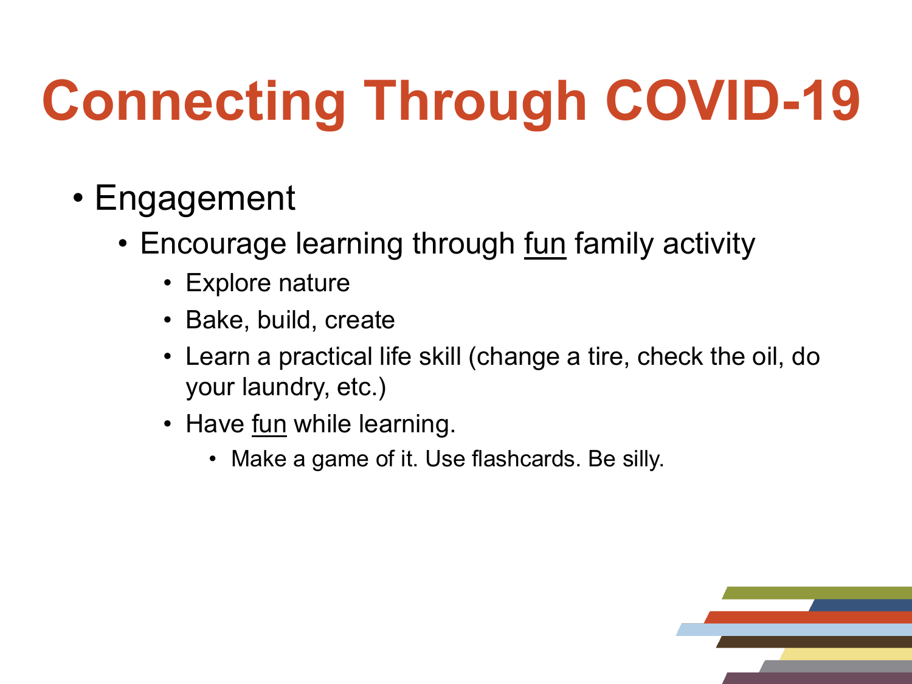# Connecting Through COVID-19

- Engagement
  - Encourage learning through <u>fun</u> family activity
    - Explore nature
    - Bake, build, create
    - Learn a practical life skill (change a tire, check the oil, do your laundry, etc.)
    - Have <u>fun</u> while learning.
      - Make a game of it. Use flashcards. Be silly.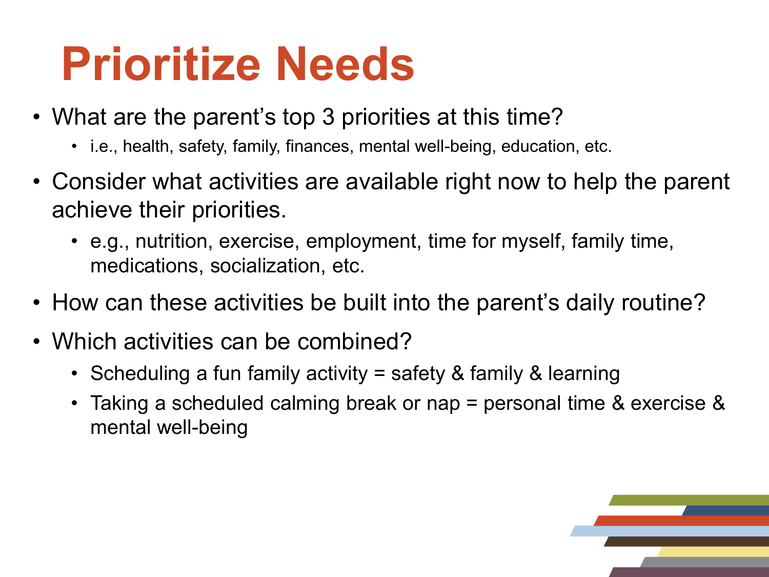# Prioritize Needs

- What are the parent's top 3 priorities at this time?
  - i.e., health, safety, family, finances, mental well-being, education, etc.
- Consider what activities are available right now to help the parent achieve their priorities.
  - e.g., nutrition, exercise, employment, time for myself, family time, medications, socialization, etc.
- How can these activities be built into the parent's daily routine?
- Which activities can be combined?
  - Scheduling a fun family activity = safety & family & learning
  - Taking a scheduled calming break or nap = personal time & exercise & mental well-being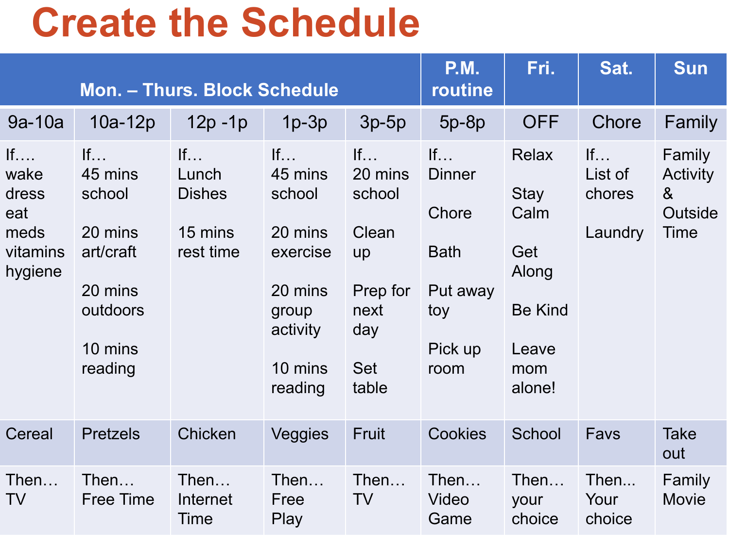# Create the Schedule

| Mon. – Thurs. Block Schedule | | | | | P.M. routine | Fri. | Sat. | Sun |
|---|---|---|---|---|---|---|---|---|
| 9a-10a | 10a-12p | 12p -1p | 1p-3p | 3p-5p | 5p-8p | OFF | Chore | Family |
| If…. wake dress eat meds vitamins hygiene | If… 45 mins school<br><br>20 mins art/craft<br><br>20 mins outdoors<br><br>10 mins reading | If… Lunch Dishes<br><br>15 mins rest time | If… 45 mins school<br><br>20 mins exercise<br><br>20 mins group activity<br><br>10 mins reading | If… 20 mins school<br><br>Clean up<br><br>Prep for next day<br><br>Set table | If… Dinner<br><br>Chore<br><br>Bath<br><br>Put away toy<br><br>Pick up room | Relax<br><br>Stay Calm<br><br>Get Along<br><br>Be Kind<br><br>Leave mom alone! | If… List of chores<br><br>Laundry | Family Activity & Outside Time |
| Cereal | Pretzels | Chicken | Veggies | Fruit | Cookies | School | Favs | Take out |
| Then… TV | Then… Free Time | Then… Internet Time | Then… Free Play | Then… TV | Then… Video Game | Then… your choice | Then... Your choice | Family Movie |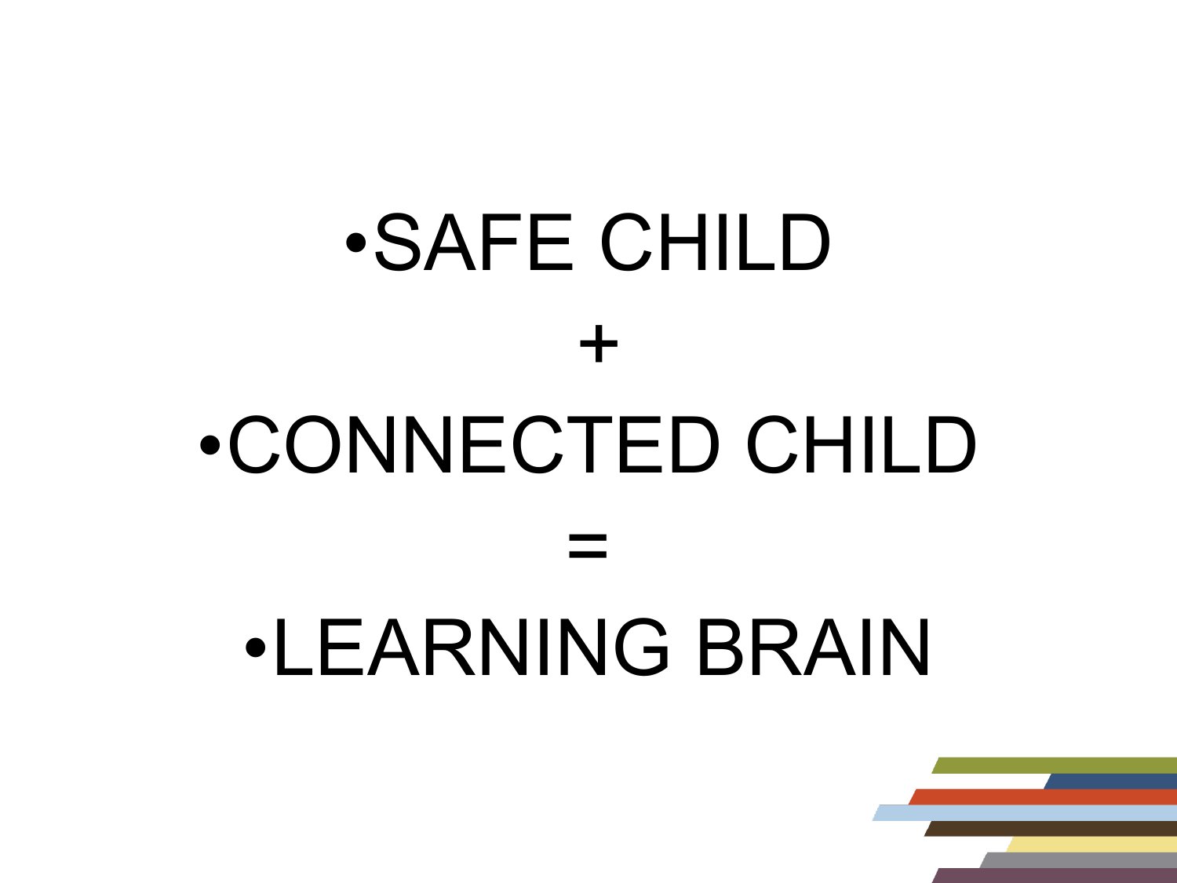- SAFE CHILD

+

- CONNECTED CHILD

=

- LEARNING BRAIN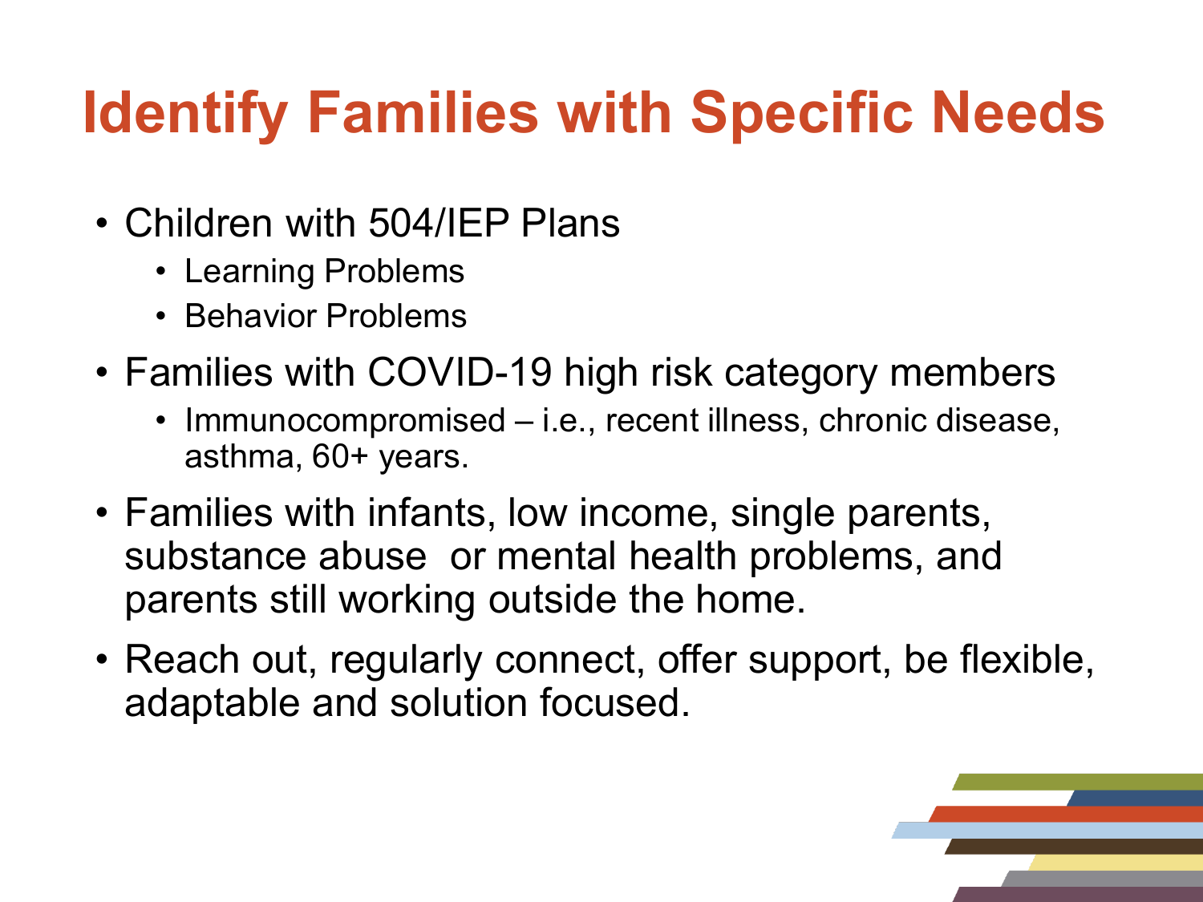# Identify Families with Specific Needs

- Children with 504/IEP Plans
  - Learning Problems
  - Behavior Problems
- Families with COVID-19 high risk category members
  - Immunocompromised – i.e., recent illness, chronic disease, asthma, 60+ years.
- Families with infants, low income, single parents, substance abuse or mental health problems, and parents still working outside the home.
- Reach out, regularly connect, offer support, be flexible, adaptable and solution focused.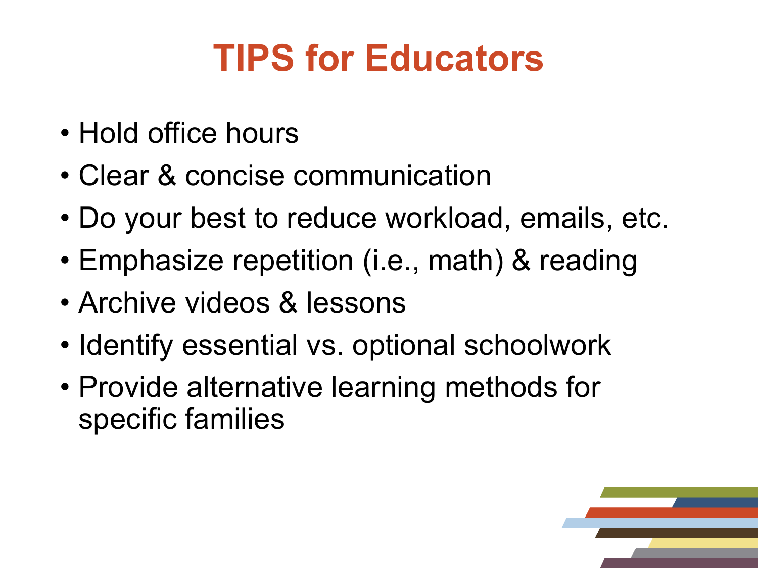# TIPS for Educators

- Hold office hours
- Clear & concise communication
- Do your best to reduce workload, emails, etc.
- Emphasize repetition (i.e., math) & reading
- Archive videos & lessons
- Identify essential vs. optional schoolwork
- Provide alternative learning methods for specific families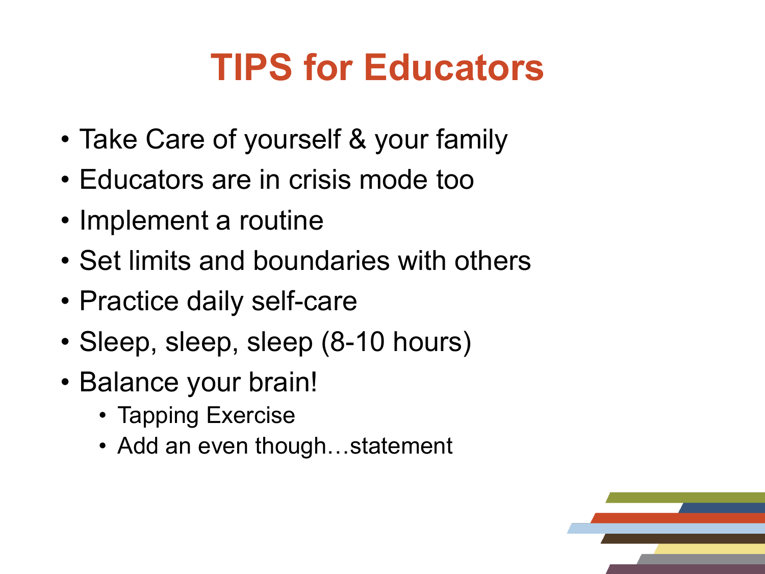# TIPS for Educators

- Take Care of yourself & your family
- Educators are in crisis mode too
- Implement a routine
- Set limits and boundaries with others
- Practice daily self-care
- Sleep, sleep, sleep (8-10 hours)
- Balance your brain!
  - Tapping Exercise
  - Add an even though…statement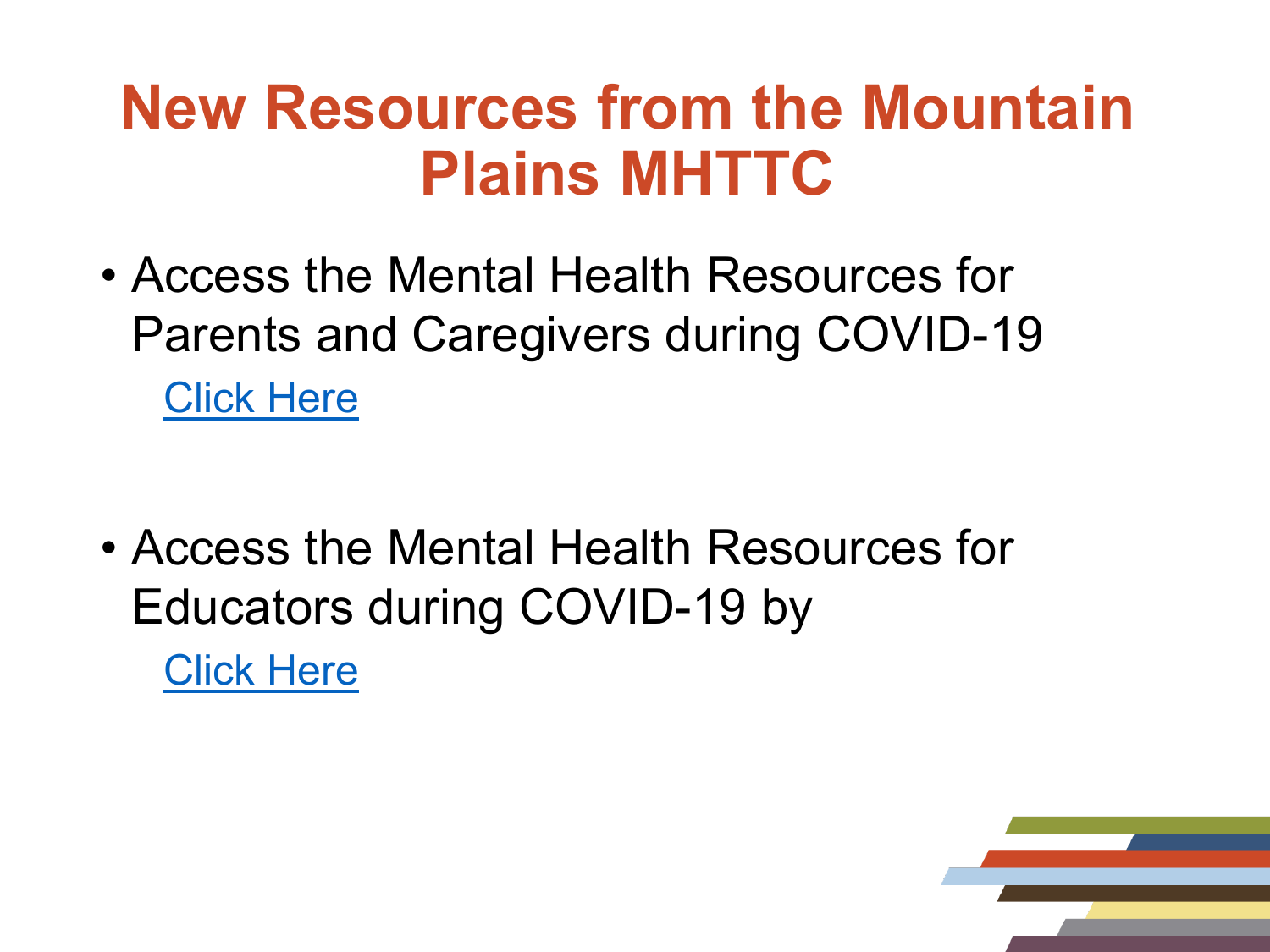# New Resources from the Mountain Plains MHTTC

- Access the Mental Health Resources for Parents and Caregivers during COVID-19

  Click Here

- Access the Mental Health Resources for Educators during COVID-19 by

  Click Here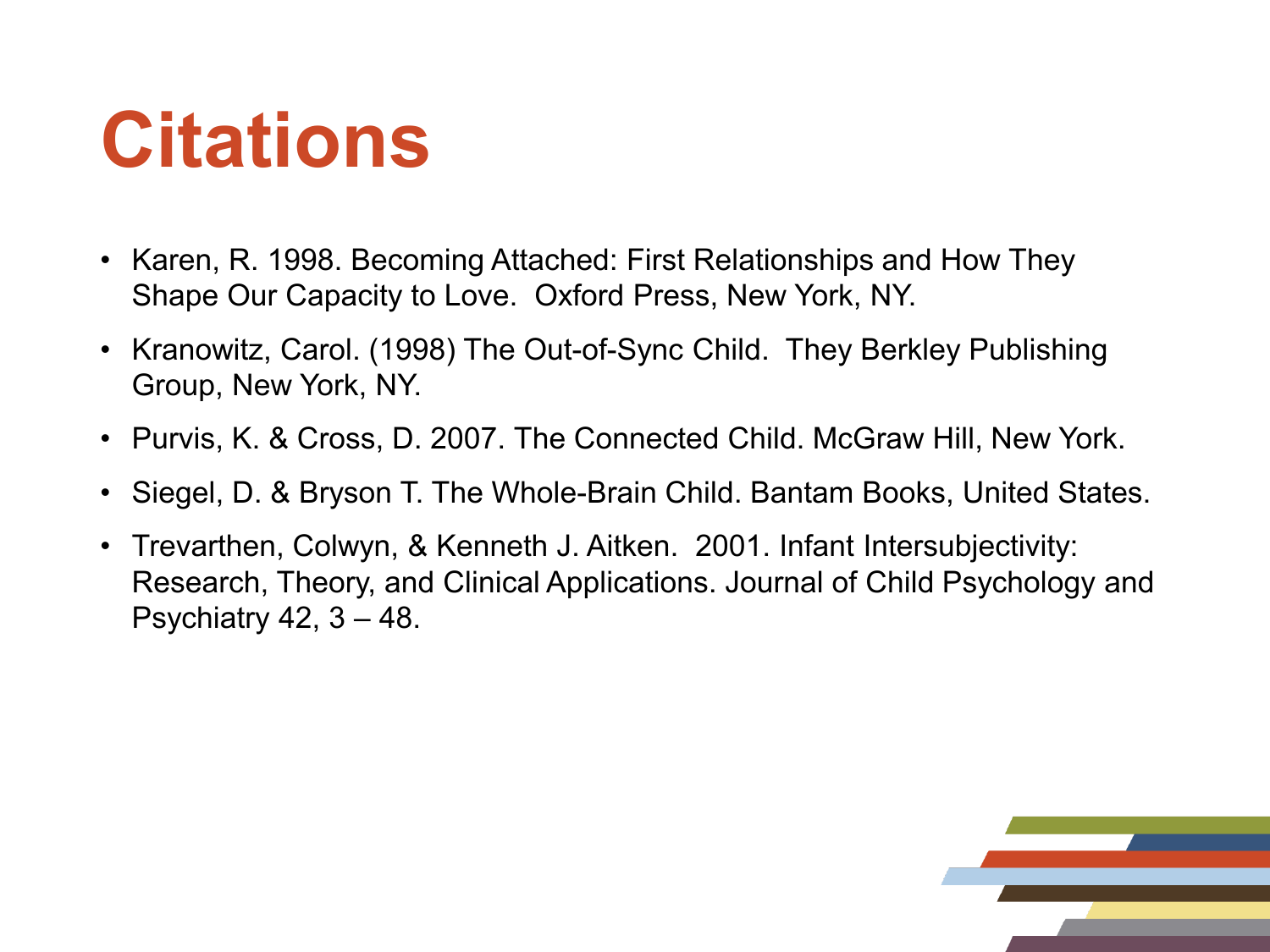# Citations

- Karen, R. 1998. Becoming Attached: First Relationships and How They Shape Our Capacity to Love. Oxford Press, New York, NY.
- Kranowitz, Carol. (1998) The Out-of-Sync Child. They Berkley Publishing Group, New York, NY.
- Purvis, K. & Cross, D. 2007. The Connected Child. McGraw Hill, New York.
- Siegel, D. & Bryson T. The Whole-Brain Child. Bantam Books, United States.
- Trevarthen, Colwyn, & Kenneth J. Aitken. 2001. Infant Intersubjectivity: Research, Theory, and Clinical Applications. Journal of Child Psychology and Psychiatry 42, 3 – 48.